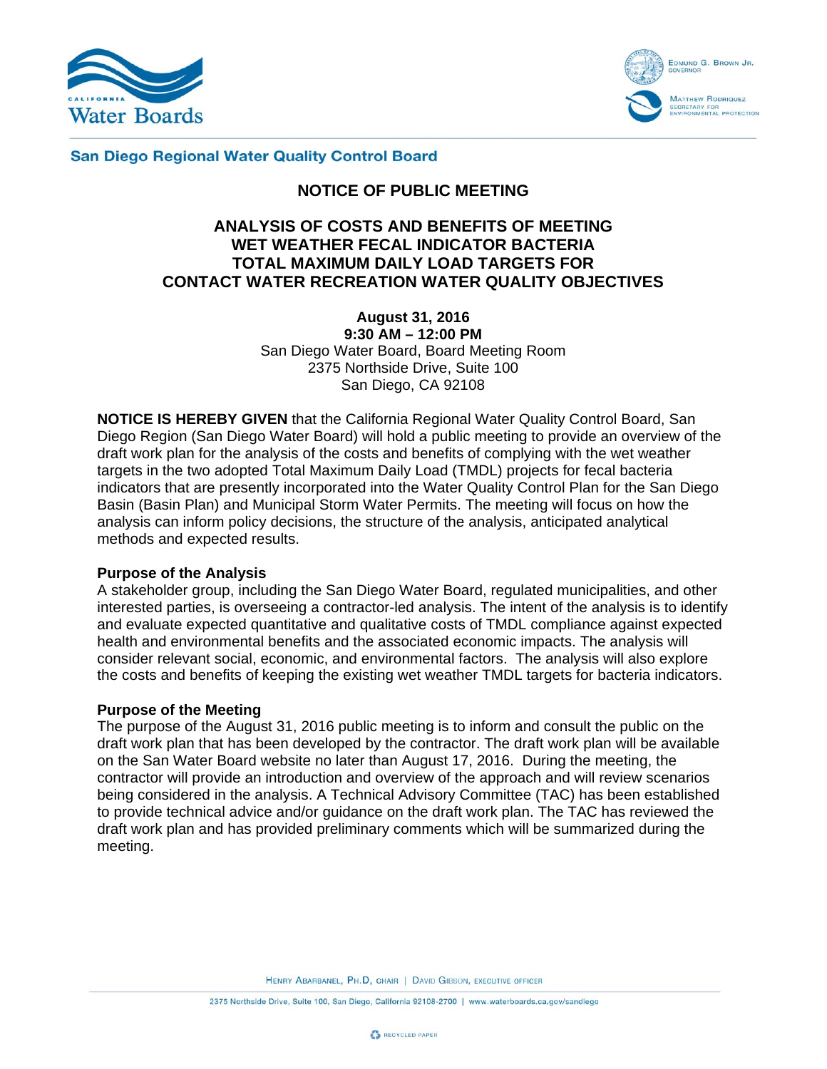**San Diego Regional Water Quality Control Board**

# NOTICE OF PUBLIC MEETING

## ANALYSIS OF COSTS AND BENEFITS OF MEETING WET WEATHER FECAL INDICATOR BACTERIA TOTAL MAXIMUM DAILY LOAD TARGETS FOR CONTACT WATER RECREATION WATER QUALITY OBJECTIVES

**August 31, 2016**
**9:30 AM – 12:00 PM**
San Diego Water Board, Board Meeting Room
2375 Northside Drive, Suite 100
San Diego, CA 92108

**NOTICE IS HEREBY GIVEN** that the California Regional Water Quality Control Board, San Diego Region (San Diego Water Board) will hold a public meeting to provide an overview of the draft work plan for the analysis of the costs and benefits of complying with the wet weather targets in the two adopted Total Maximum Daily Load (TMDL) projects for fecal bacteria indicators that are presently incorporated into the Water Quality Control Plan for the San Diego Basin (Basin Plan) and Municipal Storm Water Permits. The meeting will focus on how the analysis can inform policy decisions, the structure of the analysis, anticipated analytical methods and expected results.

### Purpose of the Analysis

A stakeholder group, including the San Diego Water Board, regulated municipalities, and other interested parties, is overseeing a contractor-led analysis. The intent of the analysis is to identify and evaluate expected quantitative and qualitative costs of TMDL compliance against expected health and environmental benefits and the associated economic impacts. The analysis will consider relevant social, economic, and environmental factors. The analysis will also explore the costs and benefits of keeping the existing wet weather TMDL targets for bacteria indicators.

### Purpose of the Meeting

The purpose of the August 31, 2016 public meeting is to inform and consult the public on the draft work plan that has been developed by the contractor. The draft work plan will be available on the San Water Board website no later than August 17, 2016. During the meeting, the contractor will provide an introduction and overview of the approach and will review scenarios being considered in the analysis. A Technical Advisory Committee (TAC) has been established to provide technical advice and/or guidance on the draft work plan. The TAC has reviewed the draft work plan and has provided preliminary comments which will be summarized during the meeting.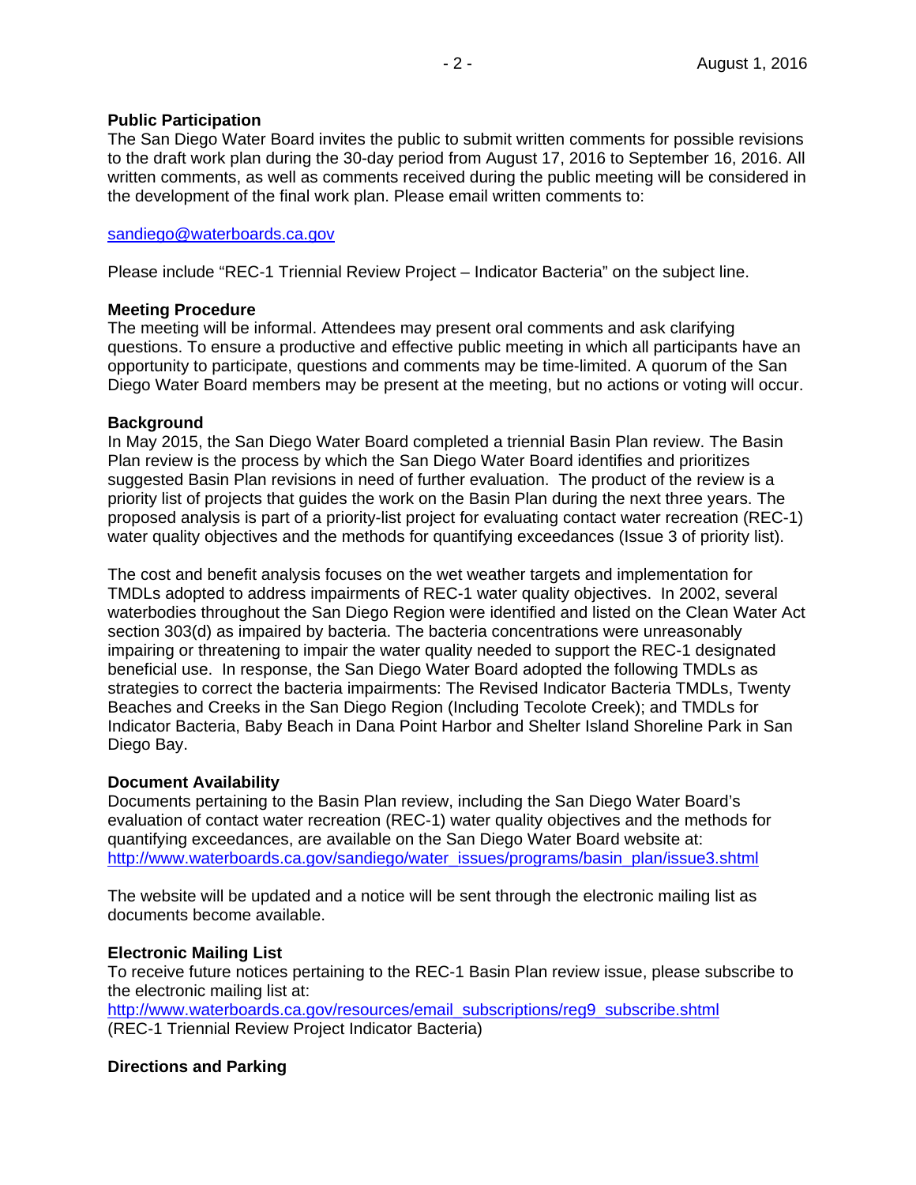**Public Participation**
The San Diego Water Board invites the public to submit written comments for possible revisions to the draft work plan during the 30-day period from August 17, 2016 to September 16, 2016. All written comments, as well as comments received during the public meeting will be considered in the development of the final work plan. Please email written comments to:

[sandiego@waterboards.ca.gov](mailto:sandiego@waterboards.ca.gov)

Please include "REC-1 Triennial Review Project – Indicator Bacteria" on the subject line.

**Meeting Procedure**
The meeting will be informal. Attendees may present oral comments and ask clarifying questions. To ensure a productive and effective public meeting in which all participants have an opportunity to participate, questions and comments may be time-limited. A quorum of the San Diego Water Board members may be present at the meeting, but no actions or voting will occur.

**Background**
In May 2015, the San Diego Water Board completed a triennial Basin Plan review. The Basin Plan review is the process by which the San Diego Water Board identifies and prioritizes suggested Basin Plan revisions in need of further evaluation. The product of the review is a priority list of projects that guides the work on the Basin Plan during the next three years. The proposed analysis is part of a priority-list project for evaluating contact water recreation (REC-1) water quality objectives and the methods for quantifying exceedances (Issue 3 of priority list).

The cost and benefit analysis focuses on the wet weather targets and implementation for TMDLs adopted to address impairments of REC-1 water quality objectives. In 2002, several waterbodies throughout the San Diego Region were identified and listed on the Clean Water Act section 303(d) as impaired by bacteria. The bacteria concentrations were unreasonably impairing or threatening to impair the water quality needed to support the REC-1 designated beneficial use. In response, the San Diego Water Board adopted the following TMDLs as strategies to correct the bacteria impairments: The Revised Indicator Bacteria TMDLs, Twenty Beaches and Creeks in the San Diego Region (Including Tecolote Creek); and TMDLs for Indicator Bacteria, Baby Beach in Dana Point Harbor and Shelter Island Shoreline Park in San Diego Bay.

**Document Availability**
Documents pertaining to the Basin Plan review, including the San Diego Water Board's evaluation of contact water recreation (REC-1) water quality objectives and the methods for quantifying exceedances, are available on the San Diego Water Board website at:
[http://www.waterboards.ca.gov/sandiego/water_issues/programs/basin_plan/issue3.shtml](http://www.waterboards.ca.gov/sandiego/water_issues/programs/basin_plan/issue3.shtml)

The website will be updated and a notice will be sent through the electronic mailing list as documents become available.

**Electronic Mailing List**
To receive future notices pertaining to the REC-1 Basin Plan review issue, please subscribe to the electronic mailing list at:
[http://www.waterboards.ca.gov/resources/email_subscriptions/reg9_subscribe.shtml](http://www.waterboards.ca.gov/resources/email_subscriptions/reg9_subscribe.shtml)
(REC-1 Triennial Review Project Indicator Bacteria)

**Directions and Parking**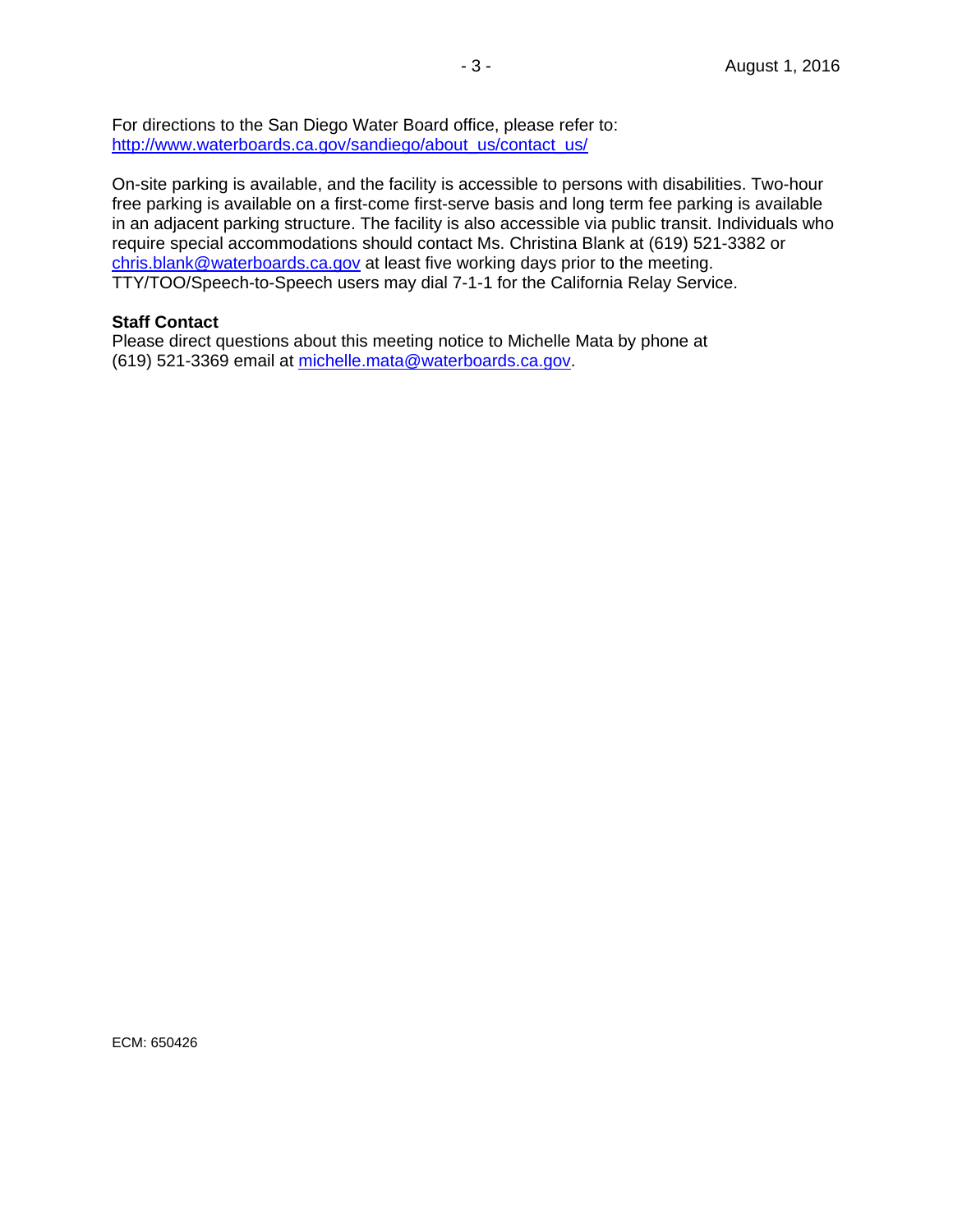For directions to the San Diego Water Board office, please refer to:
http://www.waterboards.ca.gov/sandiego/about_us/contact_us/

On-site parking is available, and the facility is accessible to persons with disabilities. Two-hour free parking is available on a first-come first-serve basis and long term fee parking is available in an adjacent parking structure. The facility is also accessible via public transit. Individuals who require special accommodations should contact Ms. Christina Blank at (619) 521-3382 or chris.blank@waterboards.ca.gov at least five working days prior to the meeting. TTY/TOO/Speech-to-Speech users may dial 7-1-1 for the California Relay Service.

**Staff Contact**
Please direct questions about this meeting notice to Michelle Mata by phone at (619) 521-3369 email at michelle.mata@waterboards.ca.gov.

ECM: 650426